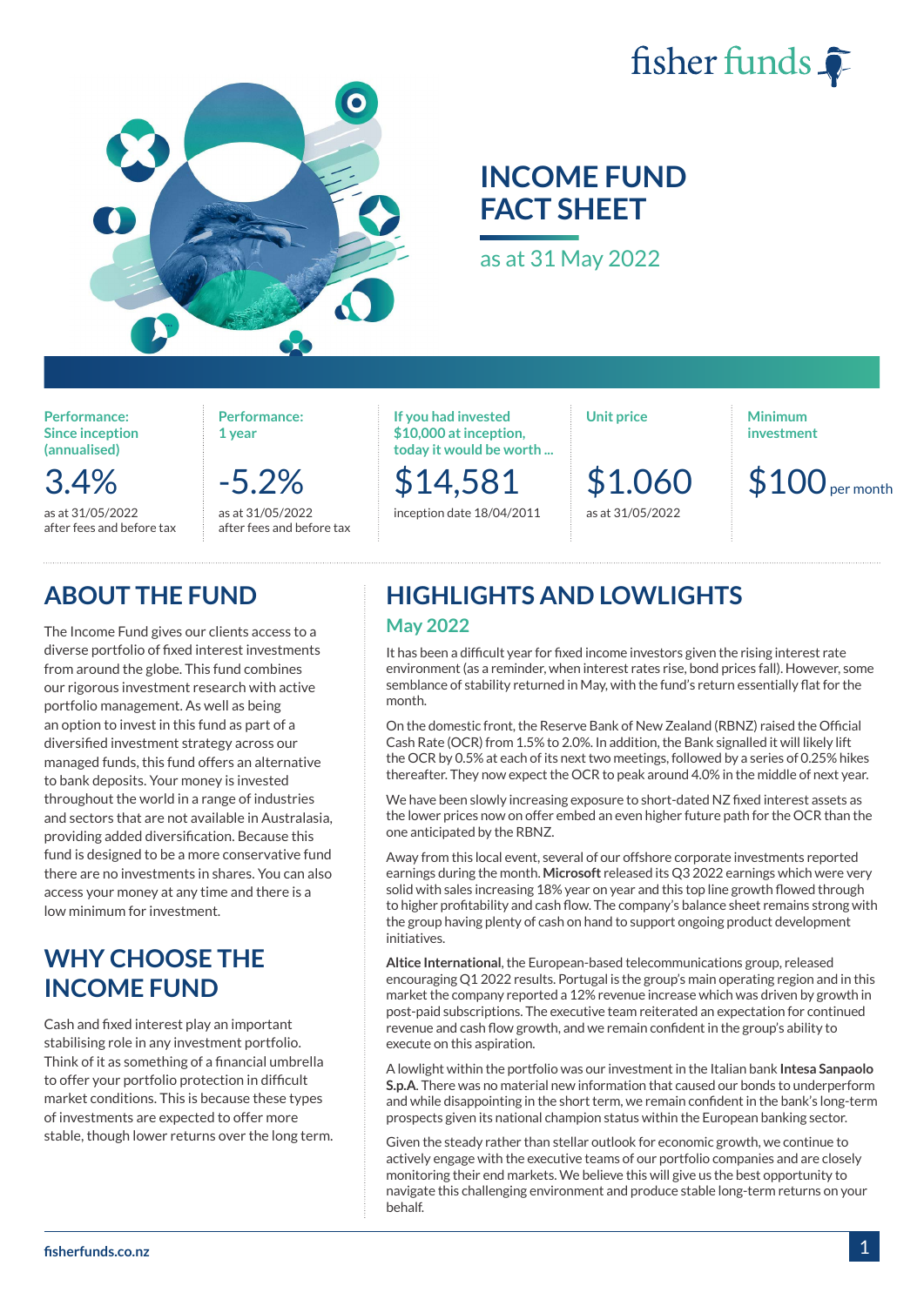fisher funds

# INCOME FUND FACT SHEET

as at 31 May 2022

| Performance: Since inception (annualised) | Performance: 1 year | If you had invested $10,000 at inception, today it would be worth ... | Unit price | Minimum investment |
|---|---|---|---|---|
| 3.4% | -5.2% | $14,581 | $1.060 | $100 per month |
| as at 31/05/2022 after fees and before tax | as at 31/05/2022 after fees and before tax | inception date 18/04/2011 | as at 31/05/2022 | |

## ABOUT THE FUND

The Income Fund gives our clients access to a diverse portfolio of fixed interest investments from around the globe. This fund combines our rigorous investment research with active portfolio management. As well as being an option to invest in this fund as part of a diversified investment strategy across our managed funds, this fund offers an alternative to bank deposits. Your money is invested throughout the world in a range of industries and sectors that are not available in Australasia, providing added diversification. Because this fund is designed to be a more conservative fund there are no investments in shares. You can also access your money at any time and there is a low minimum for investment.

## WHY CHOOSE THE INCOME FUND

Cash and fixed interest play an important stabilising role in any investment portfolio. Think of it as something of a financial umbrella to offer your portfolio protection in difficult market conditions. This is because these types of investments are expected to offer more stable, though lower returns over the long term.

## HIGHLIGHTS AND LOWLIGHTS

### May 2022

It has been a difficult year for fixed income investors given the rising interest rate environment (as a reminder, when interest rates rise, bond prices fall). However, some semblance of stability returned in May, with the fund's return essentially flat for the month.

On the domestic front, the Reserve Bank of New Zealand (RBNZ) raised the Official Cash Rate (OCR) from 1.5% to 2.0%. In addition, the Bank signalled it will likely lift the OCR by 0.5% at each of its next two meetings, followed by a series of 0.25% hikes thereafter. They now expect the OCR to peak around 4.0% in the middle of next year.

We have been slowly increasing exposure to short-dated NZ fixed interest assets as the lower prices now on offer embed an even higher future path for the OCR than the one anticipated by the RBNZ.

Away from this local event, several of our offshore corporate investments reported earnings during the month. **Microsoft** released its Q3 2022 earnings which were very solid with sales increasing 18% year on year and this top line growth flowed through to higher profitability and cash flow. The company's balance sheet remains strong with the group having plenty of cash on hand to support ongoing product development initiatives.

**Altice International**, the European-based telecommunications group, released encouraging Q1 2022 results. Portugal is the group's main operating region and in this market the company reported a 12% revenue increase which was driven by growth in post-paid subscriptions. The executive team reiterated an expectation for continued revenue and cash flow growth, and we remain confident in the group's ability to execute on this aspiration.

A lowlight within the portfolio was our investment in the Italian bank **Intesa Sanpaolo S.p.A.** There was no material new information that caused our bonds to underperform and while disappointing in the short term, we remain confident in the bank's long-term prospects given its national champion status within the European banking sector.

Given the steady rather than stellar outlook for economic growth, we continue to actively engage with the executive teams of our portfolio companies and are closely monitoring their end markets. We believe this will give us the best opportunity to navigate this challenging environment and produce stable long-term returns on your behalf.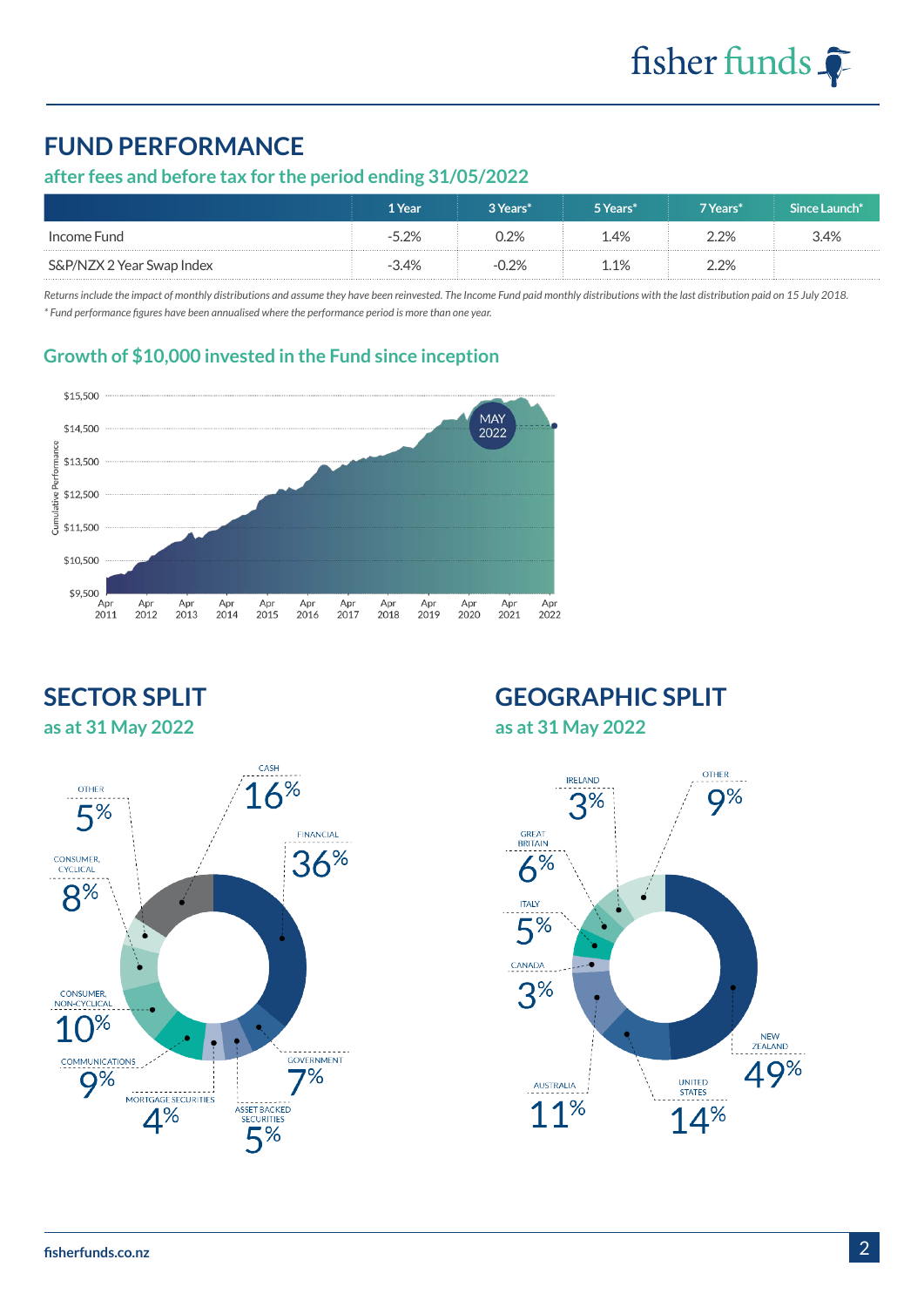## FUND PERFORMANCE

### after fees and before tax for the period ending 31/05/2022

| | 1 Year | 3 Years* | 5 Years* | 7 Years* | Since Launch* |
|---|---|---|---|---|---|
| Income Fund | -5.2% | 0.2% | 1.4% | 2.2% | 3.4% |
| S&P/NZX 2 Year Swap Index | -3.4% | -0.2% | 1.1% | 2.2% | |

*Returns include the impact of monthly distributions and assume they have been reinvested. The Income Fund paid monthly distributions with the last distribution paid on 15 July 2018.*

*\* Fund performance figures have been annualised where the performance period is more than one year.*

### Growth of $10,000 invested in the Fund since inception

## SECTOR SPLIT

### as at 31 May 2022

| Sector | % |
|---|---|
| Financial | 36% |
| Cash | 16% |
| Consumer, Non-cyclical | 10% |
| Communications | 9% |
| Consumer, Cyclical | 8% |
| Government | 7% |
| Other | 5% |
| Asset Backed Securities | 5% |
| Mortgage Securities | 4% |

## GEOGRAPHIC SPLIT

### as at 31 May 2022

| Region | % |
|---|---|
| New Zealand | 49% |
| United States | 14% |
| Australia | 11% |
| Other | 9% |
| Great Britain | 6% |
| Italy | 5% |
| Ireland | 3% |
| Canada | 3% |

fisherfunds.co.nz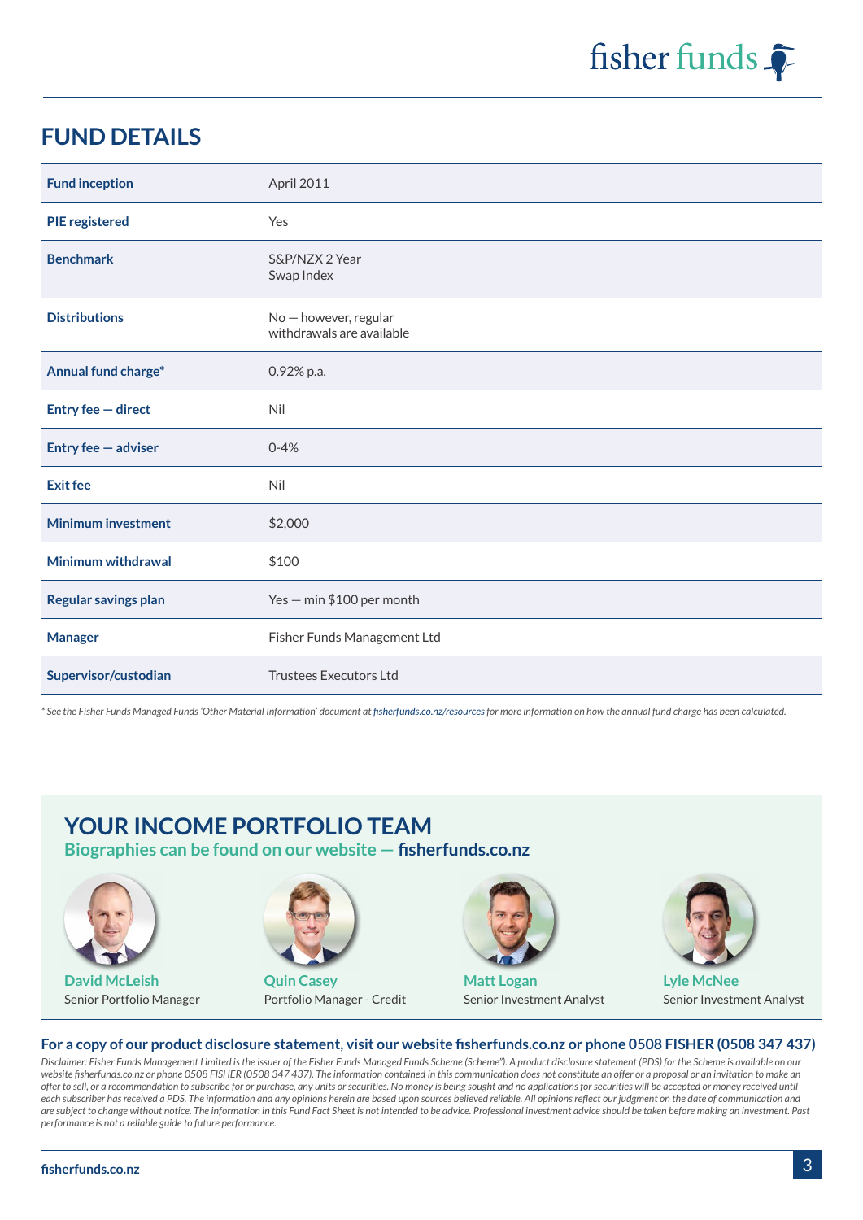## FUND DETAILS

| | |
|---|---|
| **Fund inception** | April 2011 |
| **PIE registered** | Yes |
| **Benchmark** | S&P/NZX 2 Year Swap Index |
| **Distributions** | No — however, regular withdrawals are available |
| **Annual fund charge*** | 0.92% p.a. |
| **Entry fee — direct** | Nil |
| **Entry fee — adviser** | 0-4% |
| **Exit fee** | Nil |
| **Minimum investment** | $2,000 |
| **Minimum withdrawal** | $100 |
| **Regular savings plan** | Yes — min $100 per month |
| **Manager** | Fisher Funds Management Ltd |
| **Supervisor/custodian** | Trustees Executors Ltd |

*\* See the Fisher Funds Managed Funds 'Other Material Information' document at fisherfunds.co.nz/resources for more information on how the annual fund charge has been calculated.*

## YOUR INCOME PORTFOLIO TEAM

**Biographies can be found on our website — fisherfunds.co.nz**

**David McLeish**
Senior Portfolio Manager

**Quin Casey**
Portfolio Manager - Credit

**Matt Logan**
Senior Investment Analyst

**Lyle McNee**
Senior Investment Analyst

**For a copy of our product disclosure statement, visit our website fisherfunds.co.nz or phone 0508 FISHER (0508 347 437)**

*Disclaimer: Fisher Funds Management Limited is the issuer of the Fisher Funds Managed Funds Scheme (Scheme"). A product disclosure statement (PDS) for the Scheme is available on our website fisherfunds.co.nz or phone 0508 FISHER (0508 347 437). The information contained in this communication does not constitute an offer or a proposal or an invitation to make an offer to sell, or a recommendation to subscribe for or purchase, any units or securities. No money is being sought and no applications for securities will be accepted or money received until each subscriber has received a PDS. The information and any opinions herein are based upon sources believed reliable. All opinions reflect our judgment on the date of communication and are subject to change without notice. The information in this Fund Fact Sheet is not intended to be advice. Professional investment advice should be taken before making an investment. Past performance is not a reliable guide to future performance.*